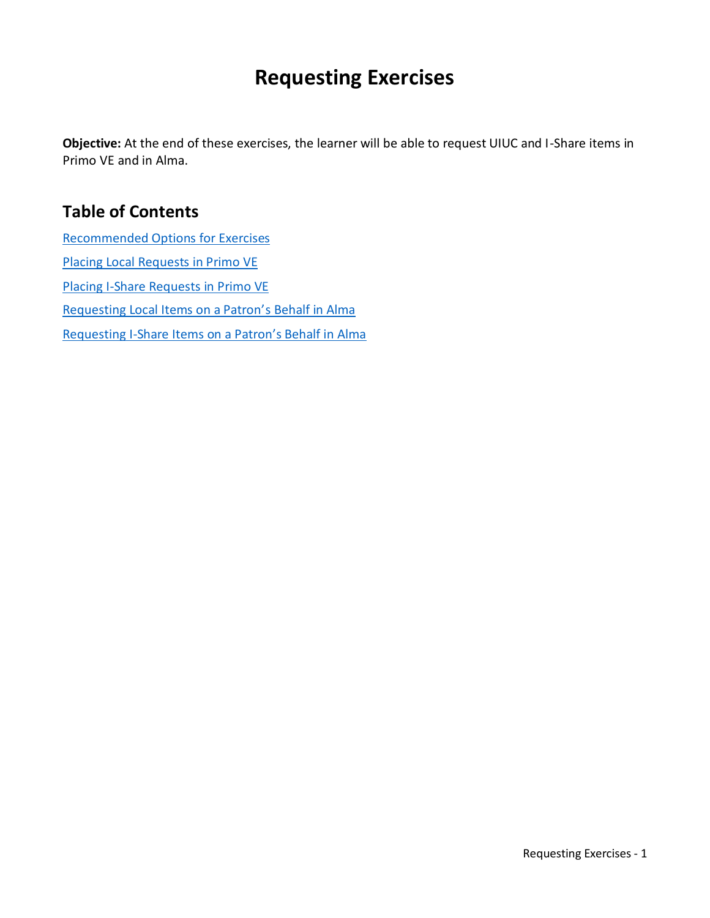# Requesting Exercises

**Objective:** At the end of these exercises, the learner will be able to request UIUC and I-Share items in Primo VE and in Alma.

## Table of Contents

Recommended Options for Exercises

Placing Local Requests in Primo VE

Placing I-Share Requests in Primo VE

Requesting Local Items on a Patron's Behalf in Alma

Requesting I-Share Items on a Patron's Behalf in Alma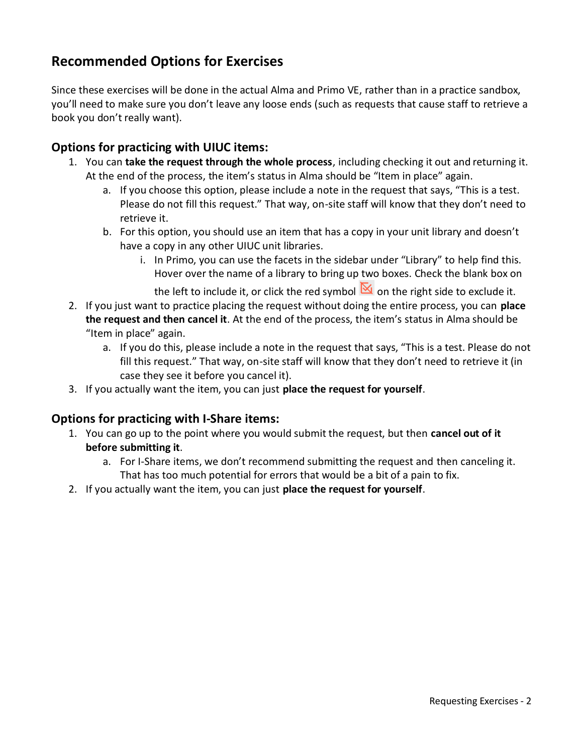## Recommended Options for Exercises

Since these exercises will be done in the actual Alma and Primo VE, rather than in a practice sandbox, you'll need to make sure you don't leave any loose ends (such as requests that cause staff to retrieve a book you don't really want).

### Options for practicing with UIUC items:

1. You can **take the request through the whole process**, including checking it out and returning it. At the end of the process, the item's status in Alma should be "Item in place" again.
    a. If you choose this option, please include a note in the request that says, "This is a test. Please do not fill this request." That way, on-site staff will know that they don't need to retrieve it.
    b. For this option, you should use an item that has a copy in your unit library and doesn't have a copy in any other UIUC unit libraries.
        i. In Primo, you can use the facets in the sidebar under "Library" to help find this. Hover over the name of a library to bring up two boxes. Check the blank box on the left to include it, or click the red symbol on the right side to exclude it.
2. If you just want to practice placing the request without doing the entire process, you can **place the request and then cancel it**. At the end of the process, the item's status in Alma should be "Item in place" again.
    a. If you do this, please include a note in the request that says, "This is a test. Please do not fill this request." That way, on-site staff will know that they don't need to retrieve it (in case they see it before you cancel it).
3. If you actually want the item, you can just **place the request for yourself**.

### Options for practicing with I-Share items:

1. You can go up to the point where you would submit the request, but then **cancel out of it before submitting it**.
    a. For I-Share items, we don't recommend submitting the request and then canceling it. That has too much potential for errors that would be a bit of a pain to fix.
2. If you actually want the item, you can just **place the request for yourself**.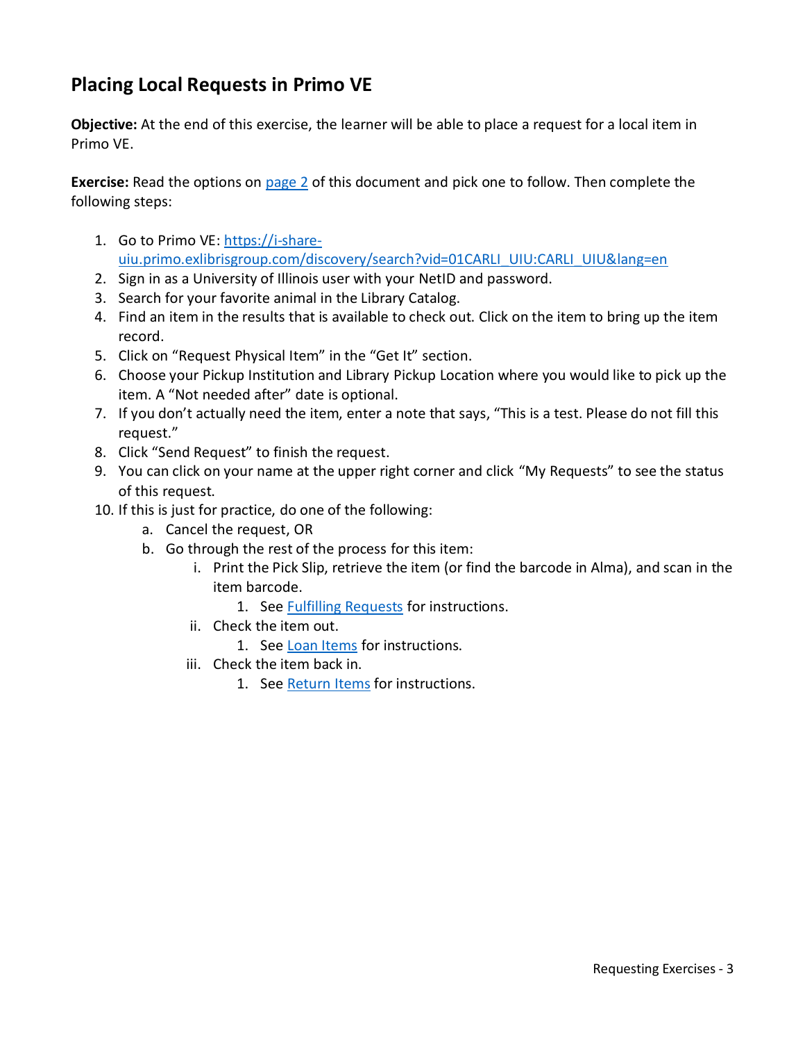## Placing Local Requests in Primo VE

**Objective:** At the end of this exercise, the learner will be able to place a request for a local item in Primo VE.

**Exercise:** Read the options on [page 2](#) of this document and pick one to follow. Then complete the following steps:

1. Go to Primo VE: [https://i-share-uiu.primo.exlibrisgroup.com/discovery/search?vid=01CARLI_UIU:CARLI_UIU&lang=en](https://i-share-uiu.primo.exlibrisgroup.com/discovery/search?vid=01CARLI_UIU:CARLI_UIU&lang=en)
2. Sign in as a University of Illinois user with your NetID and password.
3. Search for your favorite animal in the Library Catalog.
4. Find an item in the results that is available to check out. Click on the item to bring up the item record.
5. Click on "Request Physical Item" in the "Get It" section.
6. Choose your Pickup Institution and Library Pickup Location where you would like to pick up the item. A "Not needed after" date is optional.
7. If you don't actually need the item, enter a note that says, "This is a test. Please do not fill this request."
8. Click "Send Request" to finish the request.
9. You can click on your name at the upper right corner and click "My Requests" to see the status of this request.
10. If this is just for practice, do one of the following:
    a. Cancel the request, OR
    b. Go through the rest of the process for this item:
        i. Print the Pick Slip, retrieve the item (or find the barcode in Alma), and scan in the item barcode.
            1. See [Fulfilling Requests](#) for instructions.
        ii. Check the item out.
            1. See [Loan Items](#) for instructions.
        iii. Check the item back in.
            1. See [Return Items](#) for instructions.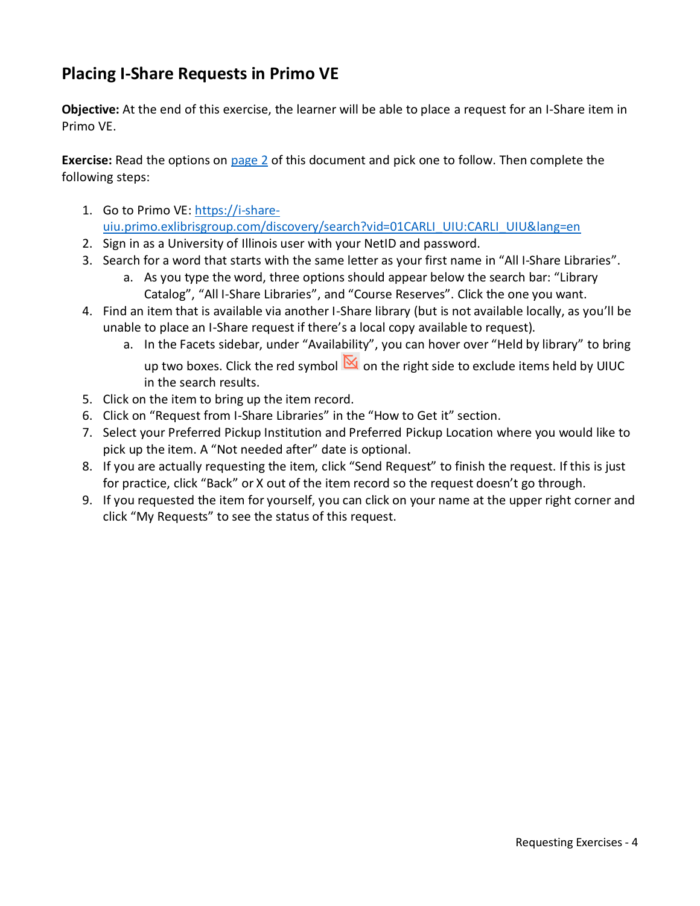## Placing I-Share Requests in Primo VE

**Objective:** At the end of this exercise, the learner will be able to place a request for an I-Share item in Primo VE.

**Exercise:** Read the options on [page 2](#) of this document and pick one to follow. Then complete the following steps:

1. Go to Primo VE: [https://i-share-uiu.primo.exlibrisgroup.com/discovery/search?vid=01CARLI_UIU:CARLI_UIU&lang=en](https://i-share-uiu.primo.exlibrisgroup.com/discovery/search?vid=01CARLI_UIU:CARLI_UIU&lang=en)
2. Sign in as a University of Illinois user with your NetID and password.
3. Search for a word that starts with the same letter as your first name in “All I-Share Libraries”.
    a. As you type the word, three options should appear below the search bar: “Library Catalog”, “All I-Share Libraries”, and “Course Reserves”. Click the one you want.
4. Find an item that is available via another I-Share library (but is not available locally, as you’ll be unable to place an I-Share request if there’s a local copy available to request).
    a. In the Facets sidebar, under “Availability”, you can hover over “Held by library” to bring up two boxes. Click the red symbol on the right side to exclude items held by UIUC in the search results.
5. Click on the item to bring up the item record.
6. Click on “Request from I-Share Libraries” in the “How to Get it” section.
7. Select your Preferred Pickup Institution and Preferred Pickup Location where you would like to pick up the item. A “Not needed after” date is optional.
8. If you are actually requesting the item, click “Send Request” to finish the request. If this is just for practice, click “Back” or X out of the item record so the request doesn’t go through.
9. If you requested the item for yourself, you can click on your name at the upper right corner and click “My Requests” to see the status of this request.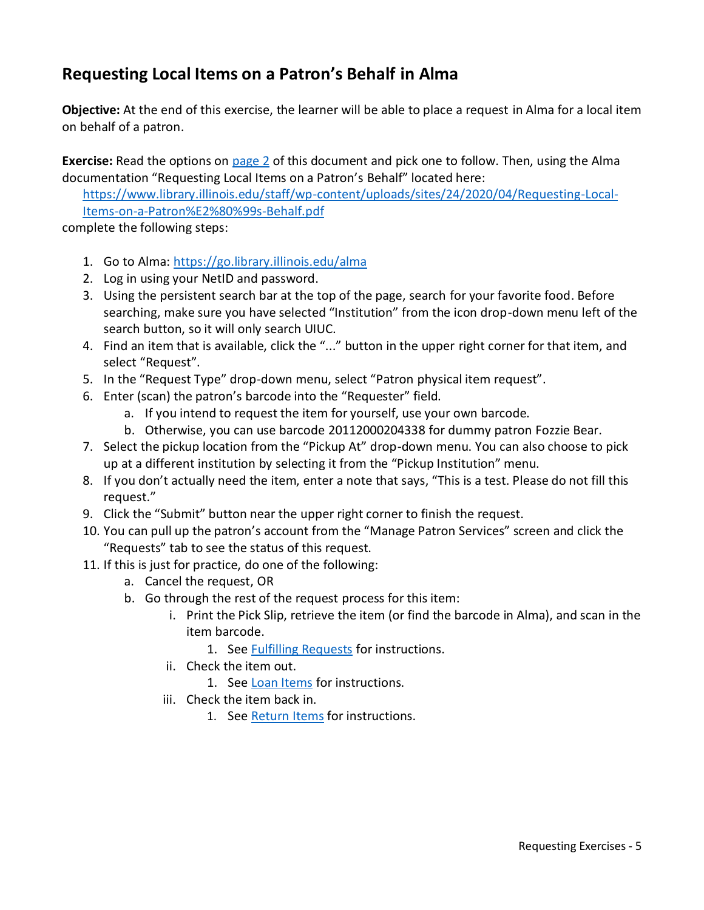## Requesting Local Items on a Patron's Behalf in Alma

**Objective:** At the end of this exercise, the learner will be able to place a request in Alma for a local item on behalf of a patron.

**Exercise:** Read the options on [page 2](#) of this document and pick one to follow. Then, using the Alma documentation "Requesting Local Items on a Patron's Behalf" located here:

[https://www.library.illinois.edu/staff/wp-content/uploads/sites/24/2020/04/Requesting-Local-Items-on-a-Patron%E2%80%99s-Behalf.pdf](https://www.library.illinois.edu/staff/wp-content/uploads/sites/24/2020/04/Requesting-Local-Items-on-a-Patron%E2%80%99s-Behalf.pdf)

complete the following steps:

1. Go to Alma: [https://go.library.illinois.edu/alma](https://go.library.illinois.edu/alma)
2. Log in using your NetID and password.
3. Using the persistent search bar at the top of the page, search for your favorite food. Before searching, make sure you have selected "Institution" from the icon drop-down menu left of the search button, so it will only search UIUC.
4. Find an item that is available, click the "..." button in the upper right corner for that item, and select "Request".
5. In the "Request Type" drop-down menu, select "Patron physical item request".
6. Enter (scan) the patron's barcode into the "Requester" field.
    a. If you intend to request the item for yourself, use your own barcode.
    b. Otherwise, you can use barcode 20112000204338 for dummy patron Fozzie Bear.
7. Select the pickup location from the "Pickup At" drop-down menu. You can also choose to pick up at a different institution by selecting it from the "Pickup Institution" menu.
8. If you don't actually need the item, enter a note that says, "This is a test. Please do not fill this request."
9. Click the "Submit" button near the upper right corner to finish the request.
10. You can pull up the patron's account from the "Manage Patron Services" screen and click the "Requests" tab to see the status of this request.
11. If this is just for practice, do one of the following:
    a. Cancel the request, OR
    b. Go through the rest of the request process for this item:
        i. Print the Pick Slip, retrieve the item (or find the barcode in Alma), and scan in the item barcode.
            1. See [Fulfilling Requests](#) for instructions.
        ii. Check the item out.
            1. See [Loan Items](#) for instructions.
        iii. Check the item back in.
            1. See [Return Items](#) for instructions.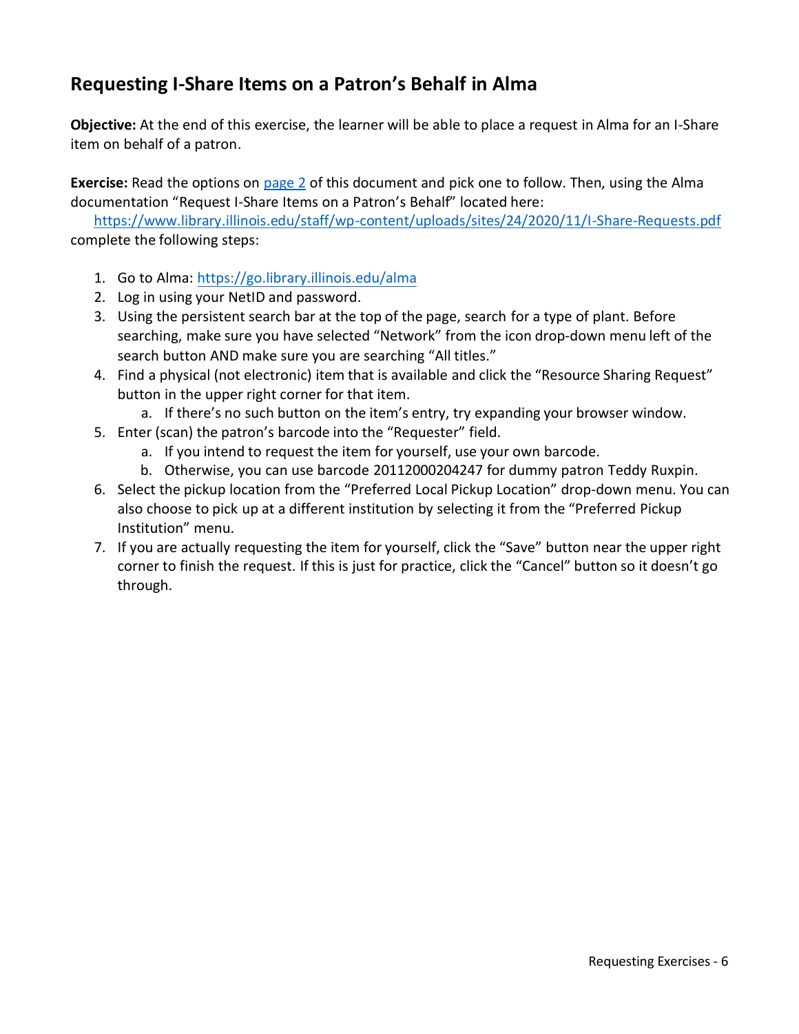## Requesting I-Share Items on a Patron's Behalf in Alma

**Objective:** At the end of this exercise, the learner will be able to place a request in Alma for an I-Share item on behalf of a patron.

**Exercise:** Read the options on [page 2](#) of this document and pick one to follow. Then, using the Alma documentation "Request I-Share Items on a Patron's Behalf" located here: [https://www.library.illinois.edu/staff/wp-content/uploads/sites/24/2020/11/I-Share-Requests.pdf](https://www.library.illinois.edu/staff/wp-content/uploads/sites/24/2020/11/I-Share-Requests.pdf) complete the following steps:

1. Go to Alma: [https://go.library.illinois.edu/alma](https://go.library.illinois.edu/alma)
2. Log in using your NetID and password.
3. Using the persistent search bar at the top of the page, search for a type of plant. Before searching, make sure you have selected "Network" from the icon drop-down menu left of the search button AND make sure you are searching "All titles."
4. Find a physical (not electronic) item that is available and click the "Resource Sharing Request" button in the upper right corner for that item.
    a. If there's no such button on the item's entry, try expanding your browser window.
5. Enter (scan) the patron's barcode into the "Requester" field.
    a. If you intend to request the item for yourself, use your own barcode.
    b. Otherwise, you can use barcode 20112000204247 for dummy patron Teddy Ruxpin.
6. Select the pickup location from the "Preferred Local Pickup Location" drop-down menu. You can also choose to pick up at a different institution by selecting it from the "Preferred Pickup Institution" menu.
7. If you are actually requesting the item for yourself, click the "Save" button near the upper right corner to finish the request. If this is just for practice, click the "Cancel" button so it doesn't go through.